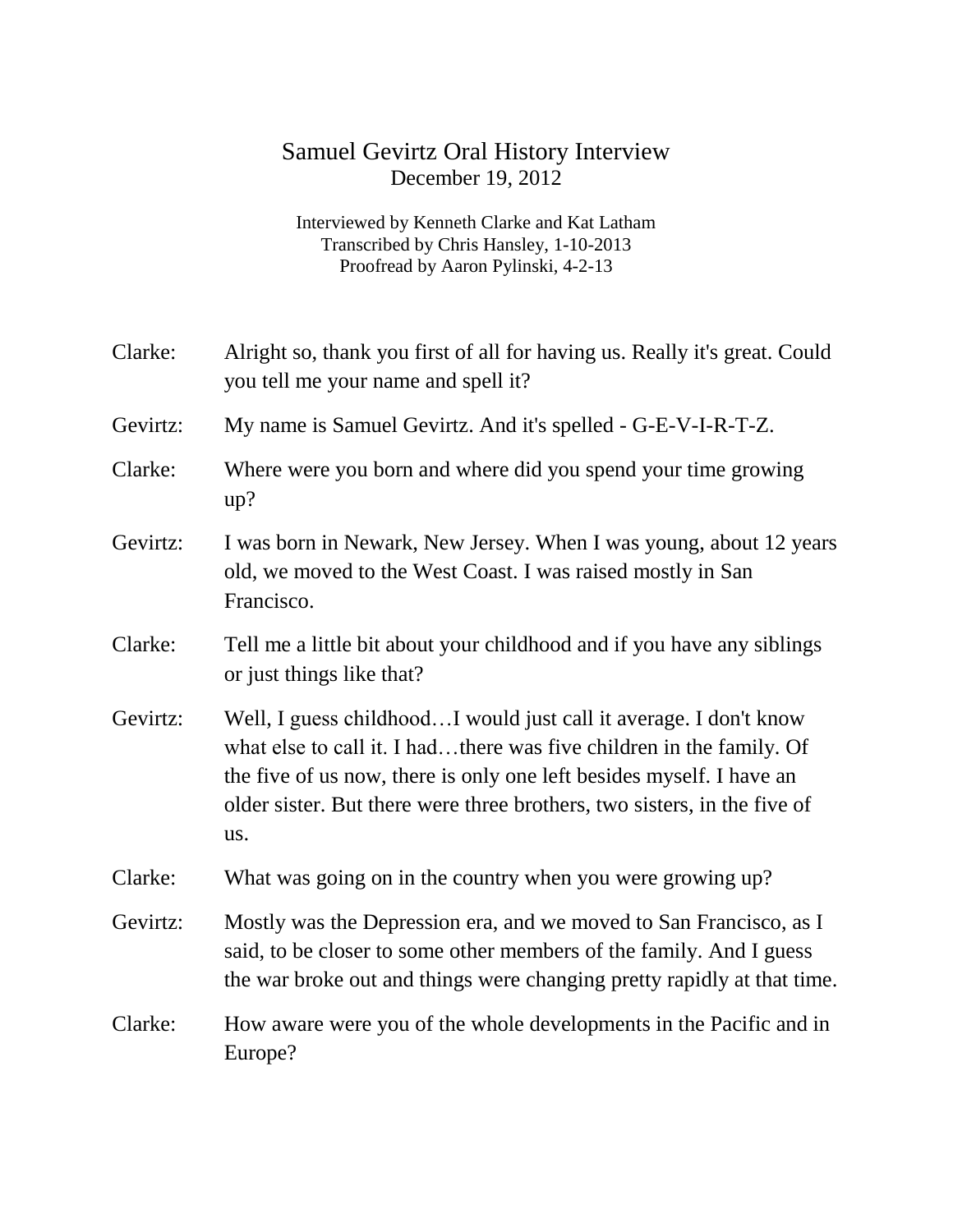# Samuel Gevirtz Oral History Interview

December 19, 2012

Interviewed by Kenneth Clarke and Kat Latham
Transcribed by Chris Hansley, 1-10-2013
Proofread by Aaron Pylinski, 4-2-13

**Clarke:** Alright so, thank you first of all for having us. Really it's great. Could you tell me your name and spell it?

**Gevirtz:** My name is Samuel Gevirtz. And it's spelled - G-E-V-I-R-T-Z.

**Clarke:** Where were you born and where did you spend your time growing up?

**Gevirtz:** I was born in Newark, New Jersey. When I was young, about 12 years old, we moved to the West Coast. I was raised mostly in San Francisco.

**Clarke:** Tell me a little bit about your childhood and if you have any siblings or just things like that?

**Gevirtz:** Well, I guess childhood…I would just call it average. I don't know what else to call it. I had…there was five children in the family. Of the five of us now, there is only one left besides myself. I have an older sister. But there were three brothers, two sisters, in the five of us.

**Clarke:** What was going on in the country when you were growing up?

**Gevirtz:** Mostly was the Depression era, and we moved to San Francisco, as I said, to be closer to some other members of the family. And I guess the war broke out and things were changing pretty rapidly at that time.

**Clarke:** How aware were you of the whole developments in the Pacific and in Europe?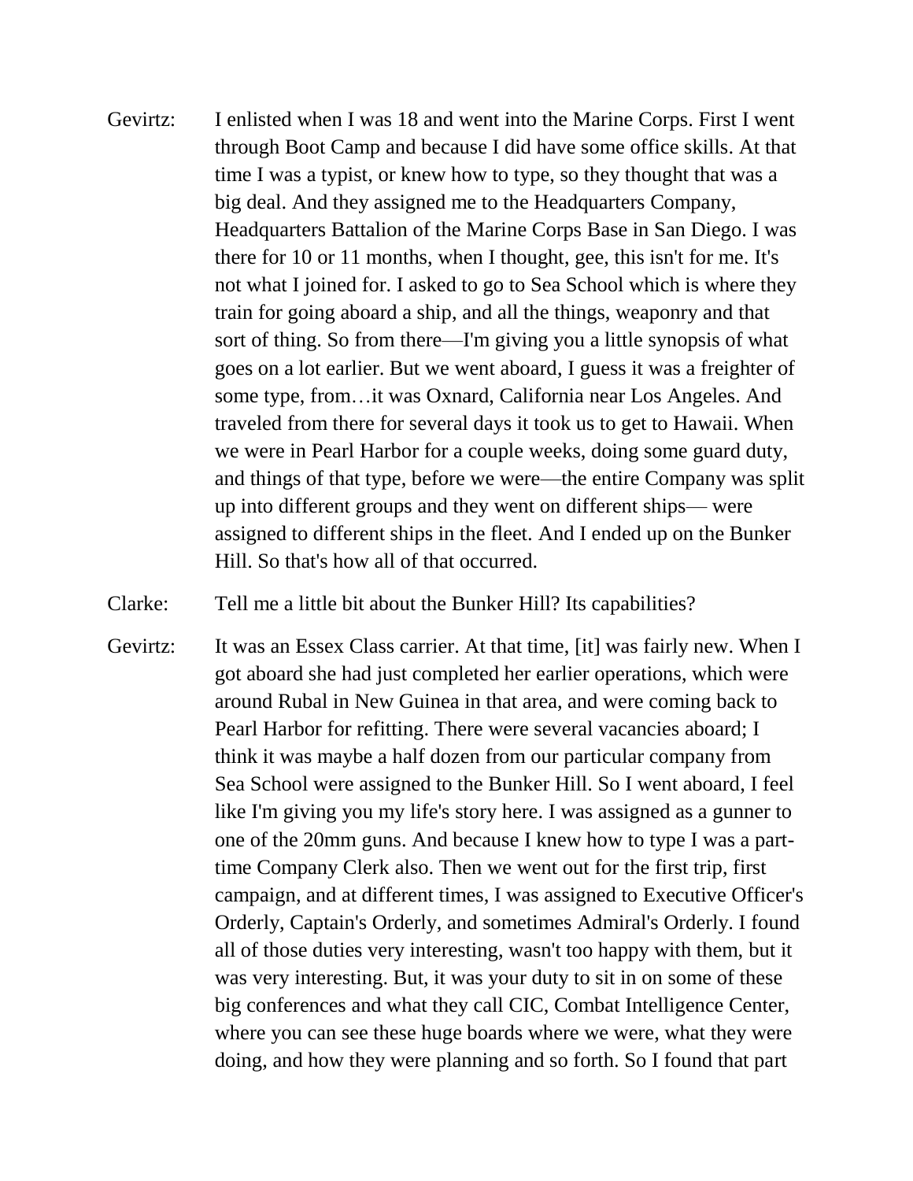Gevirtz: I enlisted when I was 18 and went into the Marine Corps. First I went through Boot Camp and because I did have some office skills. At that time I was a typist, or knew how to type, so they thought that was a big deal. And they assigned me to the Headquarters Company, Headquarters Battalion of the Marine Corps Base in San Diego. I was there for 10 or 11 months, when I thought, gee, this isn't for me. It's not what I joined for. I asked to go to Sea School which is where they train for going aboard a ship, and all the things, weaponry and that sort of thing. So from there—I'm giving you a little synopsis of what goes on a lot earlier. But we went aboard, I guess it was a freighter of some type, from…it was Oxnard, California near Los Angeles. And traveled from there for several days it took us to get to Hawaii. When we were in Pearl Harbor for a couple weeks, doing some guard duty, and things of that type, before we were—the entire Company was split up into different groups and they went on different ships— were assigned to different ships in the fleet. And I ended up on the Bunker Hill. So that's how all of that occurred.

Clarke: Tell me a little bit about the Bunker Hill? Its capabilities?

Gevirtz: It was an Essex Class carrier. At that time, [it] was fairly new. When I got aboard she had just completed her earlier operations, which were around Rubal in New Guinea in that area, and were coming back to Pearl Harbor for refitting. There were several vacancies aboard; I think it was maybe a half dozen from our particular company from Sea School were assigned to the Bunker Hill. So I went aboard, I feel like I'm giving you my life's story here. I was assigned as a gunner to one of the 20mm guns. And because I knew how to type I was a part-time Company Clerk also. Then we went out for the first trip, first campaign, and at different times, I was assigned to Executive Officer's Orderly, Captain's Orderly, and sometimes Admiral's Orderly. I found all of those duties very interesting, wasn't too happy with them, but it was very interesting. But, it was your duty to sit in on some of these big conferences and what they call CIC, Combat Intelligence Center, where you can see these huge boards where we were, what they were doing, and how they were planning and so forth. So I found that part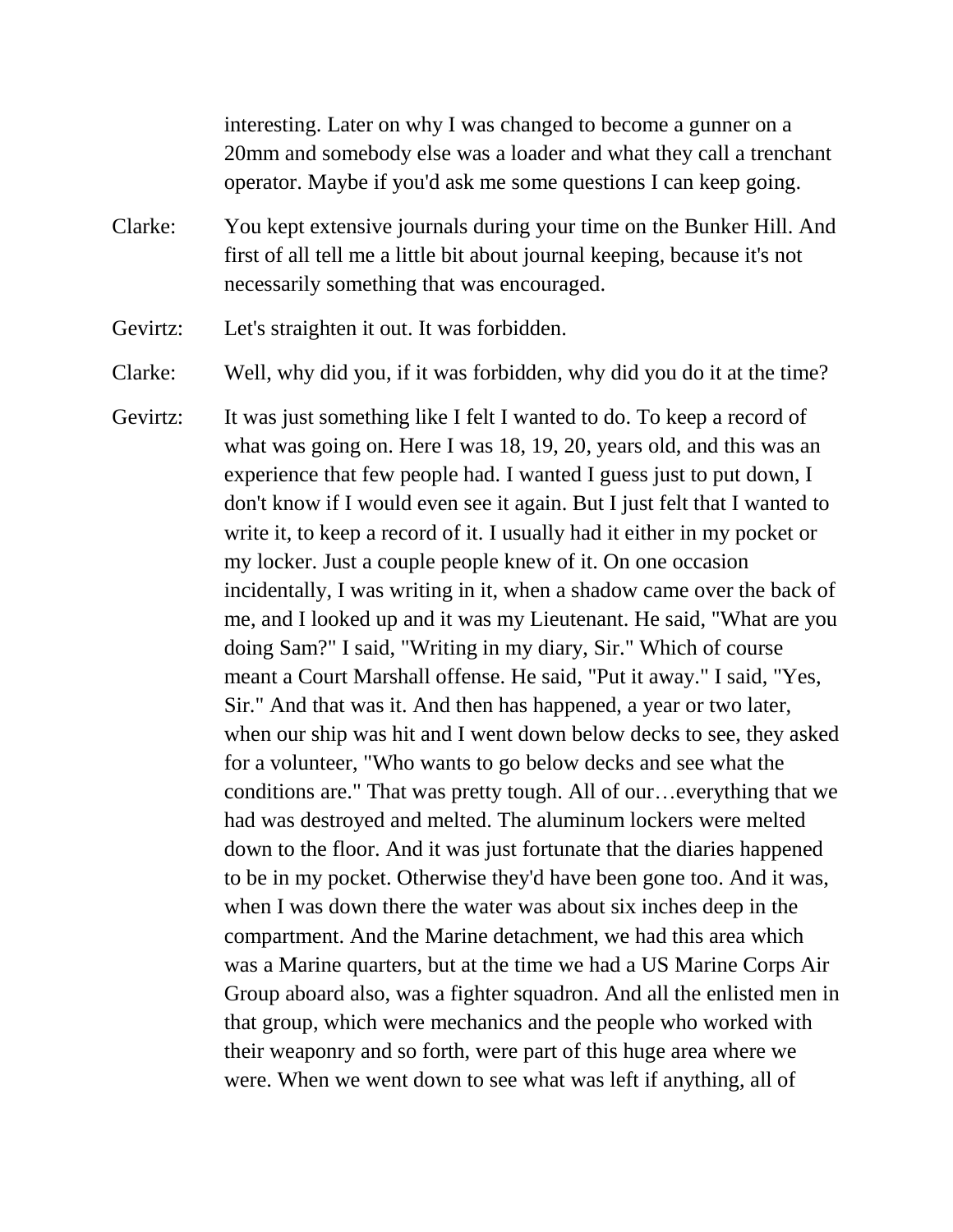interesting. Later on why I was changed to become a gunner on a 20mm and somebody else was a loader and what they call a trenchant operator. Maybe if you'd ask me some questions I can keep going.

Clarke: You kept extensive journals during your time on the Bunker Hill. And first of all tell me a little bit about journal keeping, because it's not necessarily something that was encouraged.

Gevirtz: Let's straighten it out. It was forbidden.

Clarke: Well, why did you, if it was forbidden, why did you do it at the time?

Gevirtz: It was just something like I felt I wanted to do. To keep a record of what was going on. Here I was 18, 19, 20, years old, and this was an experience that few people had. I wanted I guess just to put down, I don't know if I would even see it again. But I just felt that I wanted to write it, to keep a record of it. I usually had it either in my pocket or my locker. Just a couple people knew of it. On one occasion incidentally, I was writing in it, when a shadow came over the back of me, and I looked up and it was my Lieutenant. He said, "What are you doing Sam?" I said, "Writing in my diary, Sir." Which of course meant a Court Marshall offense. He said, "Put it away." I said, "Yes, Sir." And that was it. And then has happened, a year or two later, when our ship was hit and I went down below decks to see, they asked for a volunteer, "Who wants to go below decks and see what the conditions are." That was pretty tough. All of our…everything that we had was destroyed and melted. The aluminum lockers were melted down to the floor. And it was just fortunate that the diaries happened to be in my pocket. Otherwise they'd have been gone too. And it was, when I was down there the water was about six inches deep in the compartment. And the Marine detachment, we had this area which was a Marine quarters, but at the time we had a US Marine Corps Air Group aboard also, was a fighter squadron. And all the enlisted men in that group, which were mechanics and the people who worked with their weaponry and so forth, were part of this huge area where we were. When we went down to see what was left if anything, all of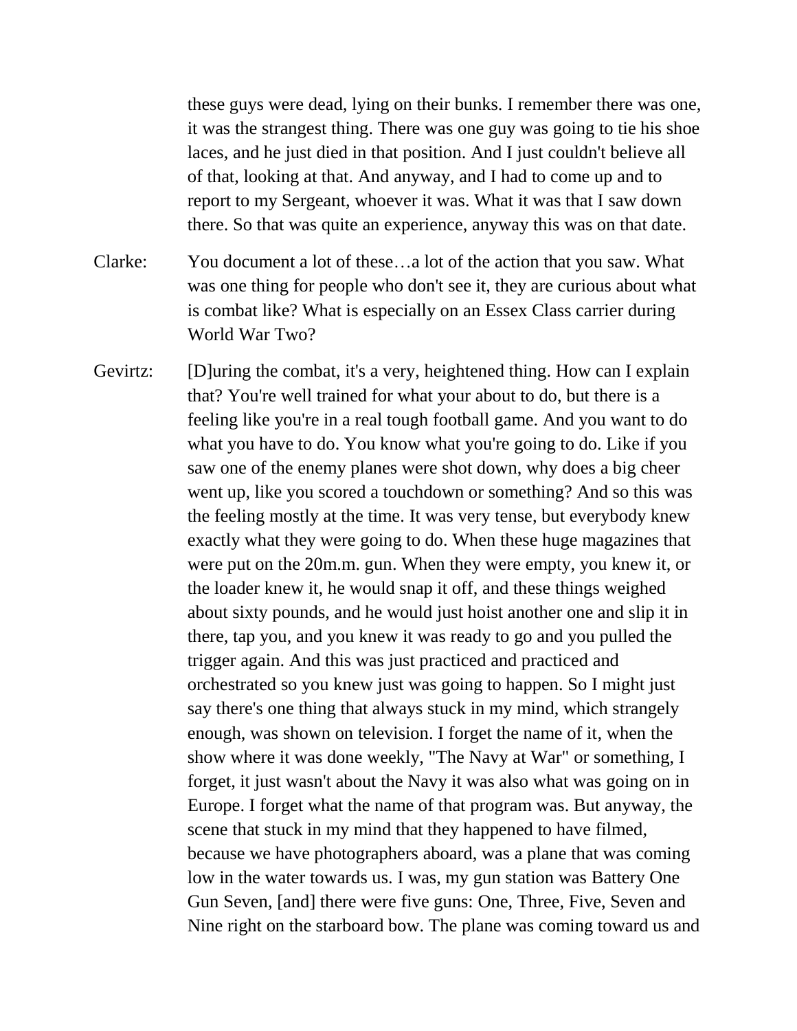these guys were dead, lying on their bunks. I remember there was one, it was the strangest thing. There was one guy was going to tie his shoe laces, and he just died in that position. And I just couldn't believe all of that, looking at that. And anyway, and I had to come up and to report to my Sergeant, whoever it was. What it was that I saw down there. So that was quite an experience, anyway this was on that date.

Clarke: You document a lot of these…a lot of the action that you saw. What was one thing for people who don't see it, they are curious about what is combat like? What is especially on an Essex Class carrier during World War Two?

Gevirtz: [D]uring the combat, it's a very, heightened thing. How can I explain that? You're well trained for what your about to do, but there is a feeling like you're in a real tough football game. And you want to do what you have to do. You know what you're going to do. Like if you saw one of the enemy planes were shot down, why does a big cheer went up, like you scored a touchdown or something? And so this was the feeling mostly at the time. It was very tense, but everybody knew exactly what they were going to do. When these huge magazines that were put on the 20m.m. gun. When they were empty, you knew it, or the loader knew it, he would snap it off, and these things weighed about sixty pounds, and he would just hoist another one and slip it in there, tap you, and you knew it was ready to go and you pulled the trigger again. And this was just practiced and practiced and orchestrated so you knew just was going to happen. So I might just say there's one thing that always stuck in my mind, which strangely enough, was shown on television. I forget the name of it, when the show where it was done weekly, "The Navy at War" or something, I forget, it just wasn't about the Navy it was also what was going on in Europe. I forget what the name of that program was. But anyway, the scene that stuck in my mind that they happened to have filmed, because we have photographers aboard, was a plane that was coming low in the water towards us. I was, my gun station was Battery One Gun Seven, [and] there were five guns: One, Three, Five, Seven and Nine right on the starboard bow. The plane was coming toward us and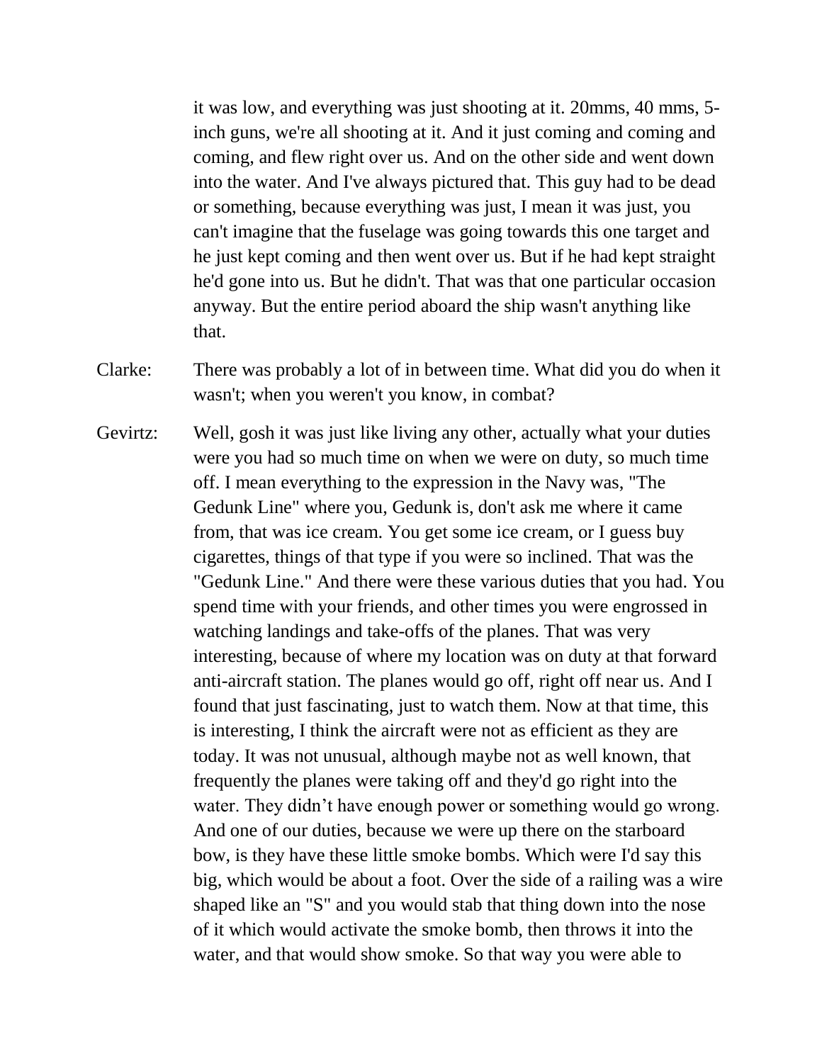it was low, and everything was just shooting at it. 20mms, 40 mms, 5-inch guns, we're all shooting at it. And it just coming and coming and coming, and flew right over us. And on the other side and went down into the water. And I've always pictured that. This guy had to be dead or something, because everything was just, I mean it was just, you can't imagine that the fuselage was going towards this one target and he just kept coming and then went over us. But if he had kept straight he'd gone into us. But he didn't. That was that one particular occasion anyway. But the entire period aboard the ship wasn't anything like that.

Clarke: There was probably a lot of in between time. What did you do when it wasn't; when you weren't you know, in combat?

Gevirtz: Well, gosh it was just like living any other, actually what your duties were you had so much time on when we were on duty, so much time off. I mean everything to the expression in the Navy was, "The Gedunk Line" where you, Gedunk is, don't ask me where it came from, that was ice cream. You get some ice cream, or I guess buy cigarettes, things of that type if you were so inclined. That was the "Gedunk Line." And there were these various duties that you had. You spend time with your friends, and other times you were engrossed in watching landings and take-offs of the planes. That was very interesting, because of where my location was on duty at that forward anti-aircraft station. The planes would go off, right off near us. And I found that just fascinating, just to watch them. Now at that time, this is interesting, I think the aircraft were not as efficient as they are today. It was not unusual, although maybe not as well known, that frequently the planes were taking off and they'd go right into the water. They didn't have enough power or something would go wrong. And one of our duties, because we were up there on the starboard bow, is they have these little smoke bombs. Which were I'd say this big, which would be about a foot. Over the side of a railing was a wire shaped like an "S" and you would stab that thing down into the nose of it which would activate the smoke bomb, then throws it into the water, and that would show smoke. So that way you were able to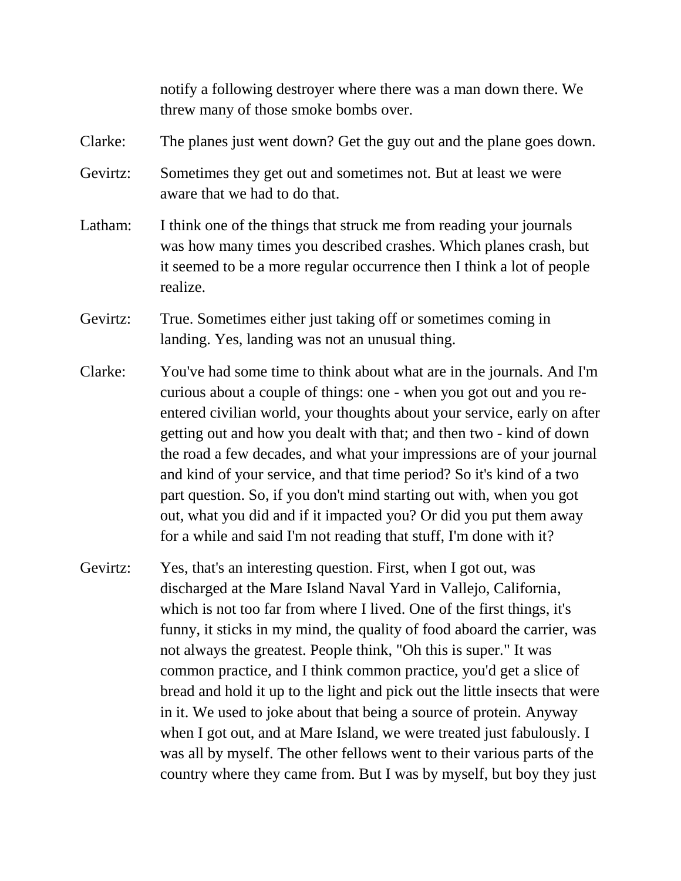notify a following destroyer where there was a man down there. We threw many of those smoke bombs over.

Clarke: The planes just went down? Get the guy out and the plane goes down.

Gevirtz: Sometimes they get out and sometimes not. But at least we were aware that we had to do that.

Latham: I think one of the things that struck me from reading your journals was how many times you described crashes. Which planes crash, but it seemed to be a more regular occurrence then I think a lot of people realize.

Gevirtz: True. Sometimes either just taking off or sometimes coming in landing. Yes, landing was not an unusual thing.

Clarke: You've had some time to think about what are in the journals. And I'm curious about a couple of things: one - when you got out and you re-entered civilian world, your thoughts about your service, early on after getting out and how you dealt with that; and then two - kind of down the road a few decades, and what your impressions are of your journal and kind of your service, and that time period? So it's kind of a two part question. So, if you don't mind starting out with, when you got out, what you did and if it impacted you? Or did you put them away for a while and said I'm not reading that stuff, I'm done with it?

Gevirtz: Yes, that's an interesting question. First, when I got out, was discharged at the Mare Island Naval Yard in Vallejo, California, which is not too far from where I lived. One of the first things, it's funny, it sticks in my mind, the quality of food aboard the carrier, was not always the greatest. People think, "Oh this is super." It was common practice, and I think common practice, you'd get a slice of bread and hold it up to the light and pick out the little insects that were in it. We used to joke about that being a source of protein. Anyway when I got out, and at Mare Island, we were treated just fabulously. I was all by myself. The other fellows went to their various parts of the country where they came from. But I was by myself, but boy they just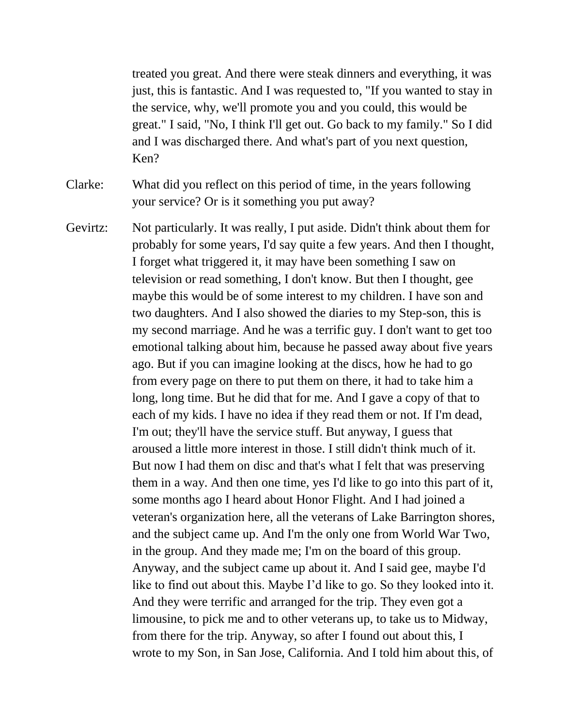treated you great. And there were steak dinners and everything, it was just, this is fantastic. And I was requested to, "If you wanted to stay in the service, why, we'll promote you and you could, this would be great." I said, "No, I think I'll get out. Go back to my family." So I did and I was discharged there. And what's part of you next question, Ken?

Clarke: What did you reflect on this period of time, in the years following your service? Or is it something you put away?

Gevirtz: Not particularly. It was really, I put aside. Didn't think about them for probably for some years, I'd say quite a few years. And then I thought, I forget what triggered it, it may have been something I saw on television or read something, I don't know. But then I thought, gee maybe this would be of some interest to my children. I have son and two daughters. And I also showed the diaries to my Step-son, this is my second marriage. And he was a terrific guy. I don't want to get too emotional talking about him, because he passed away about five years ago. But if you can imagine looking at the discs, how he had to go from every page on there to put them on there, it had to take him a long, long time. But he did that for me. And I gave a copy of that to each of my kids. I have no idea if they read them or not. If I'm dead, I'm out; they'll have the service stuff. But anyway, I guess that aroused a little more interest in those. I still didn't think much of it. But now I had them on disc and that's what I felt that was preserving them in a way. And then one time, yes I'd like to go into this part of it, some months ago I heard about Honor Flight. And I had joined a veteran's organization here, all the veterans of Lake Barrington shores, and the subject came up. And I'm the only one from World War Two, in the group. And they made me; I'm on the board of this group. Anyway, and the subject came up about it. And I said gee, maybe I'd like to find out about this. Maybe I'd like to go. So they looked into it. And they were terrific and arranged for the trip. They even got a limousine, to pick me and to other veterans up, to take us to Midway, from there for the trip. Anyway, so after I found out about this, I wrote to my Son, in San Jose, California. And I told him about this, of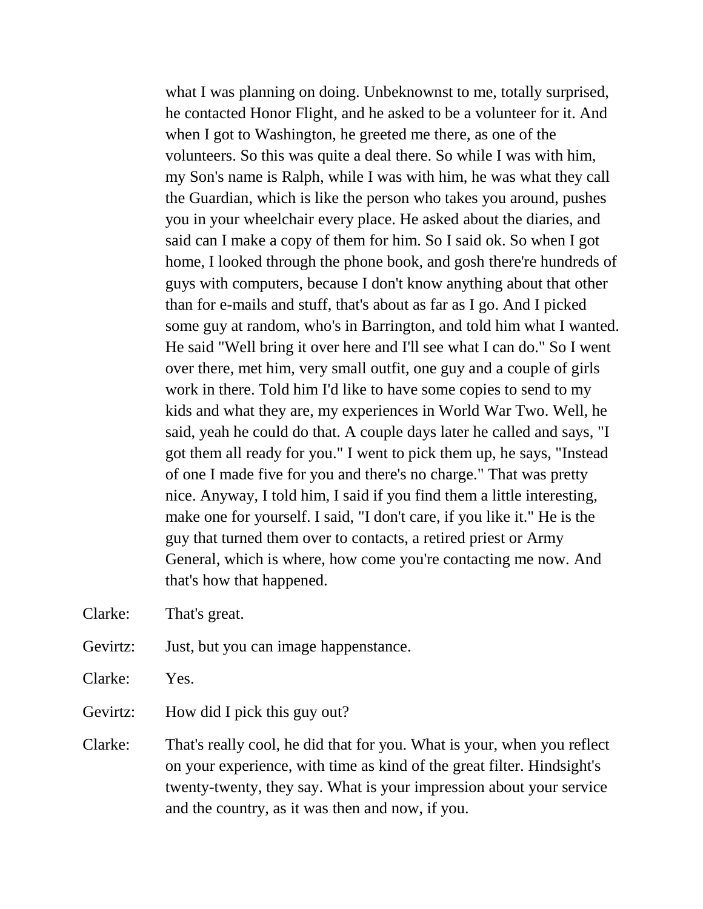what I was planning on doing. Unbeknownst to me, totally surprised, he contacted Honor Flight, and he asked to be a volunteer for it. And when I got to Washington, he greeted me there, as one of the volunteers. So this was quite a deal there. So while I was with him, my Son's name is Ralph, while I was with him, he was what they call the Guardian, which is like the person who takes you around, pushes you in your wheelchair every place. He asked about the diaries, and said can I make a copy of them for him. So I said ok. So when I got home, I looked through the phone book, and gosh there're hundreds of guys with computers, because I don't know anything about that other than for e-mails and stuff, that's about as far as I go. And I picked some guy at random, who's in Barrington, and told him what I wanted. He said "Well bring it over here and I'll see what I can do." So I went over there, met him, very small outfit, one guy and a couple of girls work in there. Told him I'd like to have some copies to send to my kids and what they are, my experiences in World War Two. Well, he said, yeah he could do that. A couple days later he called and says, "I got them all ready for you." I went to pick them up, he says, "Instead of one I made five for you and there's no charge." That was pretty nice. Anyway, I told him, I said if you find them a little interesting, make one for yourself. I said, "I don't care, if you like it." He is the guy that turned them over to contacts, a retired priest or Army General, which is where, how come you're contacting me now. And that's how that happened.

Clarke: That's great.

Gevirtz: Just, but you can image happenstance.

Clarke: Yes.

Gevirtz: How did I pick this guy out?

Clarke: That's really cool, he did that for you. What is your, when you reflect on your experience, with time as kind of the great filter. Hindsight's twenty-twenty, they say. What is your impression about your service and the country, as it was then and now, if you.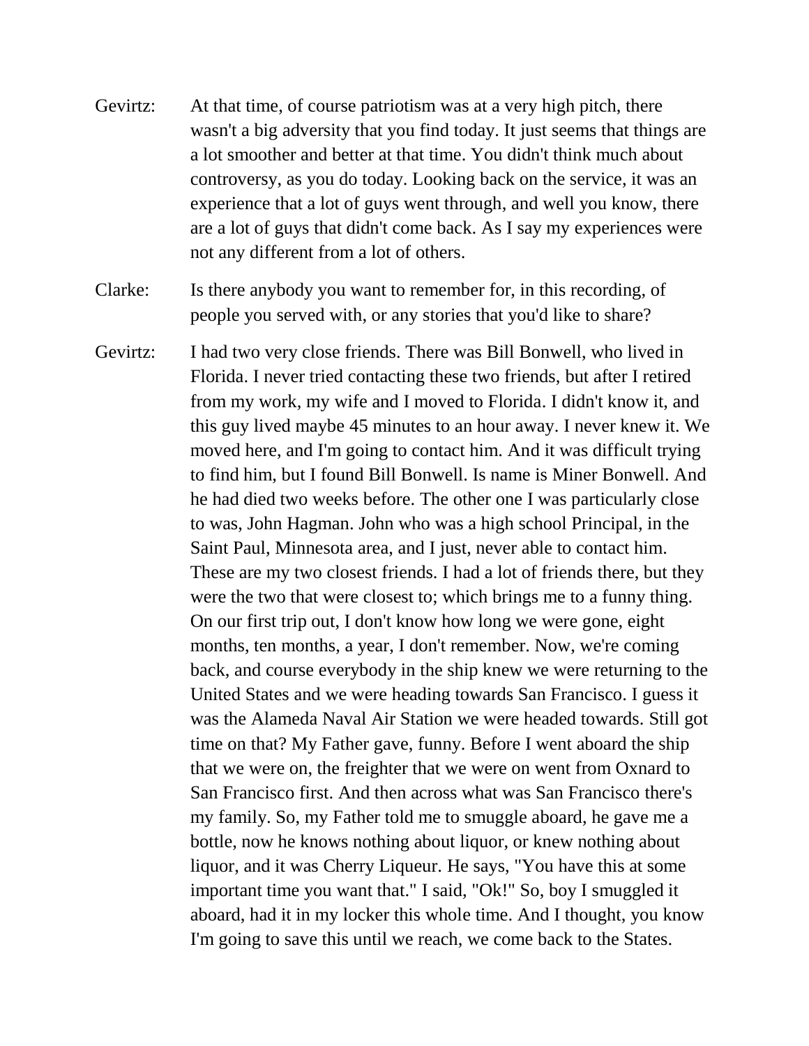Gevirtz: At that time, of course patriotism was at a very high pitch, there wasn't a big adversity that you find today. It just seems that things are a lot smoother and better at that time. You didn't think much about controversy, as you do today. Looking back on the service, it was an experience that a lot of guys went through, and well you know, there are a lot of guys that didn't come back. As I say my experiences were not any different from a lot of others.

Clarke: Is there anybody you want to remember for, in this recording, of people you served with, or any stories that you'd like to share?

Gevirtz: I had two very close friends. There was Bill Bonwell, who lived in Florida. I never tried contacting these two friends, but after I retired from my work, my wife and I moved to Florida. I didn't know it, and this guy lived maybe 45 minutes to an hour away. I never knew it. We moved here, and I'm going to contact him. And it was difficult trying to find him, but I found Bill Bonwell. Is name is Miner Bonwell. And he had died two weeks before. The other one I was particularly close to was, John Hagman. John who was a high school Principal, in the Saint Paul, Minnesota area, and I just, never able to contact him. These are my two closest friends. I had a lot of friends there, but they were the two that were closest to; which brings me to a funny thing. On our first trip out, I don't know how long we were gone, eight months, ten months, a year, I don't remember. Now, we're coming back, and course everybody in the ship knew we were returning to the United States and we were heading towards San Francisco. I guess it was the Alameda Naval Air Station we were headed towards. Still got time on that? My Father gave, funny. Before I went aboard the ship that we were on, the freighter that we were on went from Oxnard to San Francisco first. And then across what was San Francisco there's my family. So, my Father told me to smuggle aboard, he gave me a bottle, now he knows nothing about liquor, or knew nothing about liquor, and it was Cherry Liqueur. He says, "You have this at some important time you want that." I said, "Ok!" So, boy I smuggled it aboard, had it in my locker this whole time. And I thought, you know I'm going to save this until we reach, we come back to the States.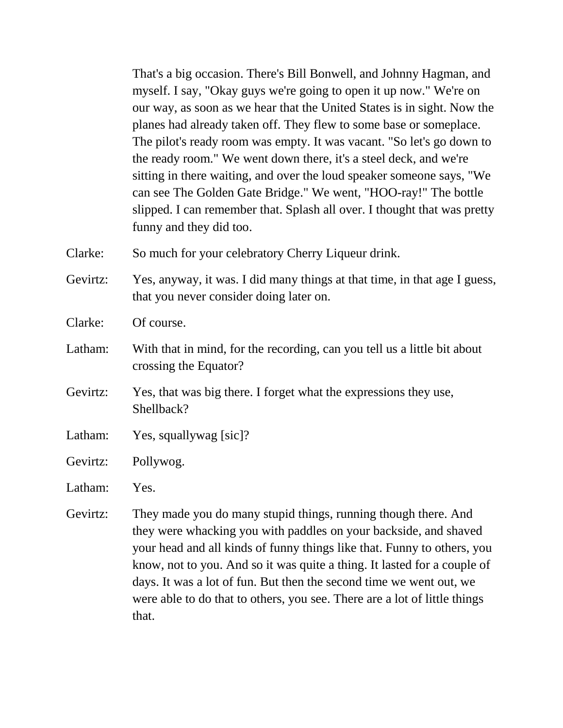That's a big occasion. There's Bill Bonwell, and Johnny Hagman, and myself. I say, "Okay guys we're going to open it up now." We're on our way, as soon as we hear that the United States is in sight. Now the planes had already taken off. They flew to some base or someplace. The pilot's ready room was empty. It was vacant. "So let's go down to the ready room." We went down there, it's a steel deck, and we're sitting in there waiting, and over the loud speaker someone says, "We can see The Golden Gate Bridge." We went, "HOO-ray!" The bottle slipped. I can remember that. Splash all over. I thought that was pretty funny and they did too.

Clarke: So much for your celebratory Cherry Liqueur drink.

Gevirtz: Yes, anyway, it was. I did many things at that time, in that age I guess, that you never consider doing later on.

Clarke: Of course.

Latham: With that in mind, for the recording, can you tell us a little bit about crossing the Equator?

Gevirtz: Yes, that was big there. I forget what the expressions they use, Shellback?

Latham: Yes, squallywag [sic]?

Gevirtz: Pollywog.

Latham: Yes.

Gevirtz: They made you do many stupid things, running though there. And they were whacking you with paddles on your backside, and shaved your head and all kinds of funny things like that. Funny to others, you know, not to you. And so it was quite a thing. It lasted for a couple of days. It was a lot of fun. But then the second time we went out, we were able to do that to others, you see. There are a lot of little things that.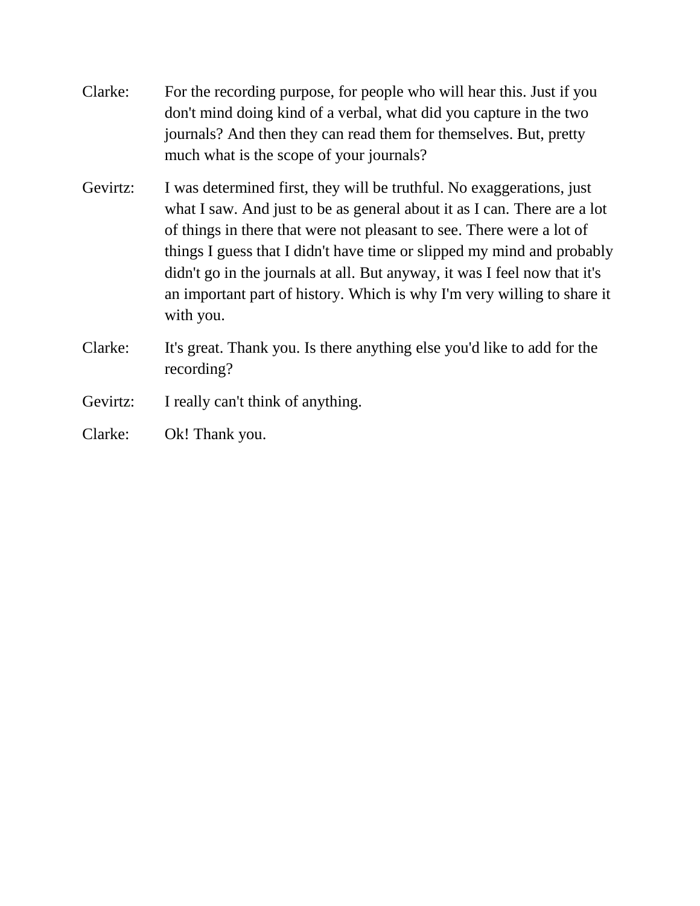Clarke: For the recording purpose, for people who will hear this. Just if you don't mind doing kind of a verbal, what did you capture in the two journals? And then they can read them for themselves. But, pretty much what is the scope of your journals?

Gevirtz: I was determined first, they will be truthful. No exaggerations, just what I saw. And just to be as general about it as I can. There are a lot of things in there that were not pleasant to see. There were a lot of things I guess that I didn't have time or slipped my mind and probably didn't go in the journals at all. But anyway, it was I feel now that it's an important part of history. Which is why I'm very willing to share it with you.

Clarke: It's great. Thank you. Is there anything else you'd like to add for the recording?

Gevirtz: I really can't think of anything.

Clarke: Ok! Thank you.